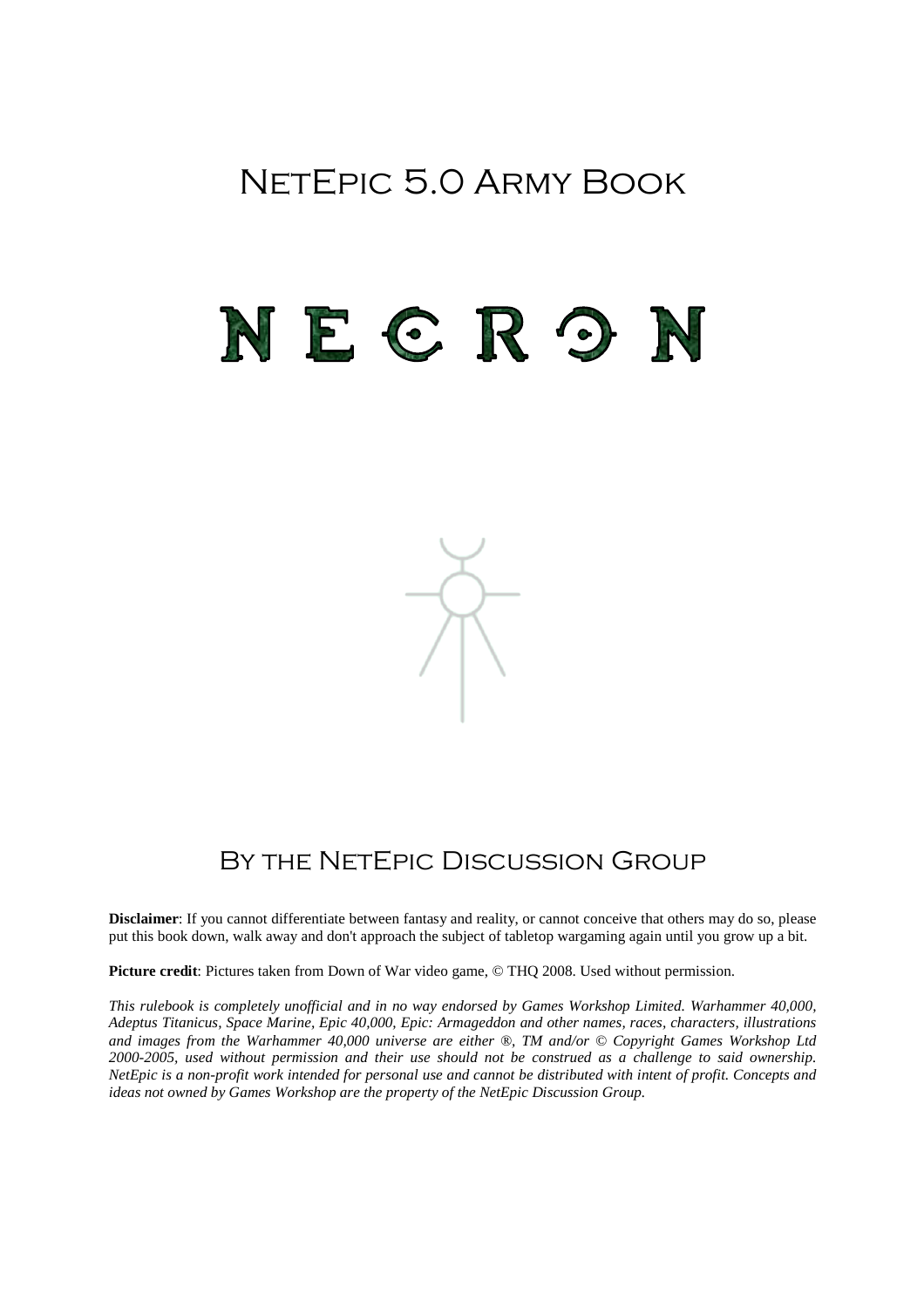# NetEpic 5.0 Army Book

# NECRON

## By the NetEpic Discussion Group

**Disclaimer**: If you cannot differentiate between fantasy and reality, or cannot conceive that others may do so, please put this book down, walk away and don't approach the subject of tabletop wargaming again until you grow up a bit.

**Picture credit**: Pictures taken from Down of War video game, © THQ 2008. Used without permission.

*This rulebook is completely unofficial and in no way endorsed by Games Workshop Limited. Warhammer 40,000, Adeptus Titanicus, Space Marine, Epic 40,000, Epic: Armageddon and other names, races, characters, illustrations and images from the Warhammer 40,000 universe are either ®, TM and/or © Copyright Games Workshop Ltd 2000-2005, used without permission and their use should not be construed as a challenge to said ownership. NetEpic is a non-profit work intended for personal use and cannot be distributed with intent of profit. Concepts and ideas not owned by Games Workshop are the property of the NetEpic Discussion Group.*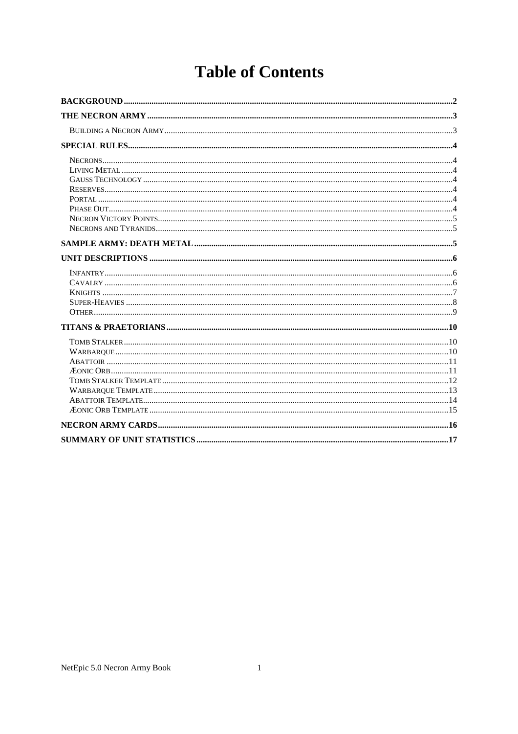# Table of Contents

**BACKGROUND**......2

**THE NECRON ARMY**......3

- Building a Necron Army......3

**SPECIAL RULES**......4

- Necrons......4
- Living Metal......4
- Gauss Technology......4
- Reserves......4
- Portal......4
- Phase Out......4
- Necron Victory Points......5
- Necrons and Tyranids......5

**SAMPLE ARMY: DEATH METAL**......5

**UNIT DESCRIPTIONS**......6

- Infantry......6
- Cavalry......6
- Knights......7
- Super-Heavies......8
- Other......9

**TITANS & PRAETORIANS**......10

- Tomb Stalker......10
- Warbarque......10
- Abattoir......11
- Æonic Orb......11
- Tomb Stalker Template......12
- Warbarque Template......13
- Abattoir Template......14
- Æonic Orb Template......15

**NECRON ARMY CARDS**......16

**SUMMARY OF UNIT STATISTICS**......17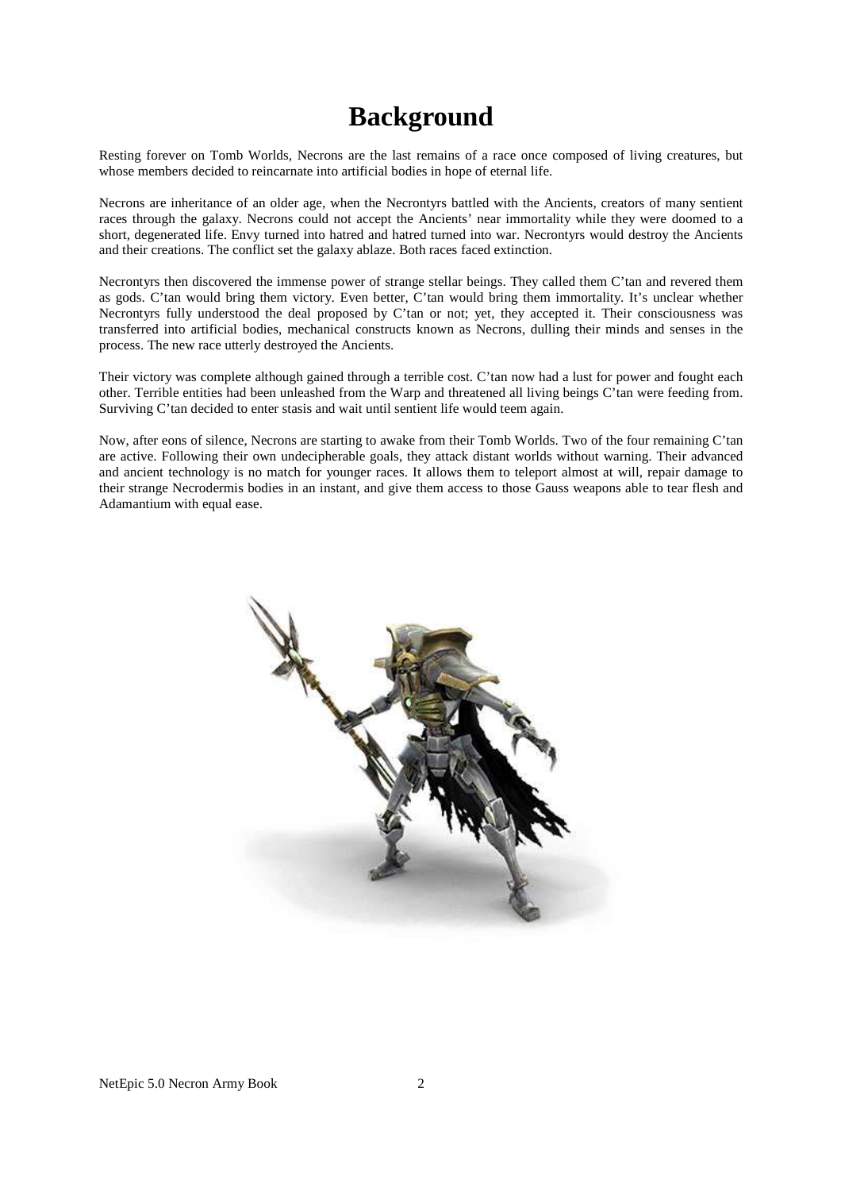# Background

Resting forever on Tomb Worlds, Necrons are the last remains of a race once composed of living creatures, but whose members decided to reincarnate into artificial bodies in hope of eternal life.

Necrons are inheritance of an older age, when the Necrontyrs battled with the Ancients, creators of many sentient races through the galaxy. Necrons could not accept the Ancients' near immortality while they were doomed to a short, degenerated life. Envy turned into hatred and hatred turned into war. Necrontyrs would destroy the Ancients and their creations. The conflict set the galaxy ablaze. Both races faced extinction.

Necrontyrs then discovered the immense power of strange stellar beings. They called them C'tan and revered them as gods. C'tan would bring them victory. Even better, C'tan would bring them immortality. It's unclear whether Necrontyrs fully understood the deal proposed by C'tan or not; yet, they accepted it. Their consciousness was transferred into artificial bodies, mechanical constructs known as Necrons, dulling their minds and senses in the process. The new race utterly destroyed the Ancients.

Their victory was complete although gained through a terrible cost. C'tan now had a lust for power and fought each other. Terrible entities had been unleashed from the Warp and threatened all living beings C'tan were feeding from. Surviving C'tan decided to enter stasis and wait until sentient life would teem again.

Now, after eons of silence, Necrons are starting to awake from their Tomb Worlds. Two of the four remaining C'tan are active. Following their own undecipherable goals, they attack distant worlds without warning. Their advanced and ancient technology is no match for younger races. It allows them to teleport almost at will, repair damage to their strange Necrodermis bodies in an instant, and give them access to those Gauss weapons able to tear flesh and Adamantium with equal ease.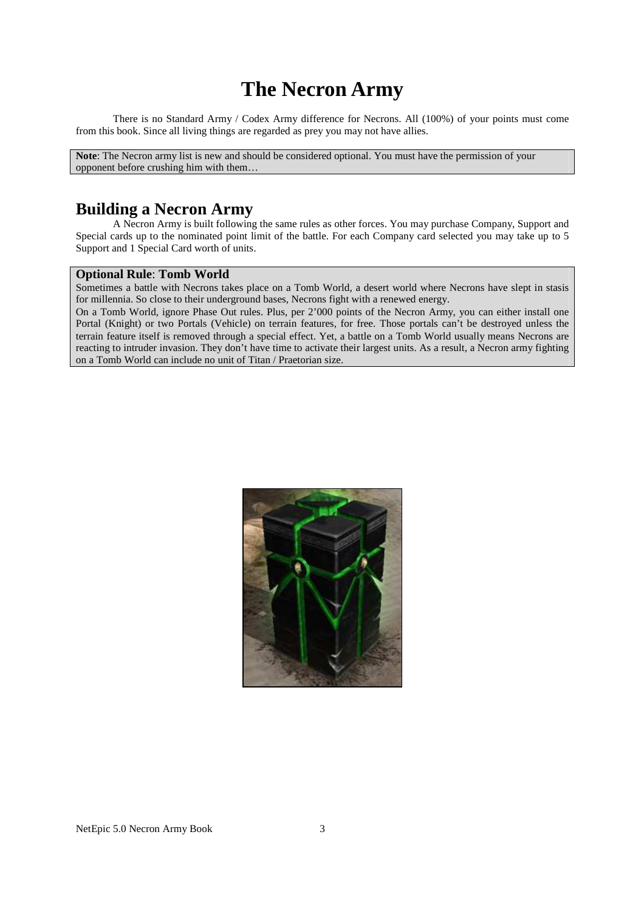# The Necron Army

There is no Standard Army / Codex Army difference for Necrons. All (100%) of your points must come from this book. Since all living things are regarded as prey you may not have allies.

**Note**: The Necron army list is new and should be considered optional. You must have the permission of your opponent before crushing him with them…

## Building a Necron Army

A Necron Army is built following the same rules as other forces. You may purchase Company, Support and Special cards up to the nominated point limit of the battle. For each Company card selected you may take up to 5 Support and 1 Special Card worth of units.

**Optional Rule**: **Tomb World**

Sometimes a battle with Necrons takes place on a Tomb World, a desert world where Necrons have slept in stasis for millennia. So close to their underground bases, Necrons fight with a renewed energy.

On a Tomb World, ignore Phase Out rules. Plus, per 2'000 points of the Necron Army, you can either install one Portal (Knight) or two Portals (Vehicle) on terrain features, for free. Those portals can't be destroyed unless the terrain feature itself is removed through a special effect. Yet, a battle on a Tomb World usually means Necrons are reacting to intruder invasion. They don't have time to activate their largest units. As a result, a Necron army fighting on a Tomb World can include no unit of Titan / Praetorian size.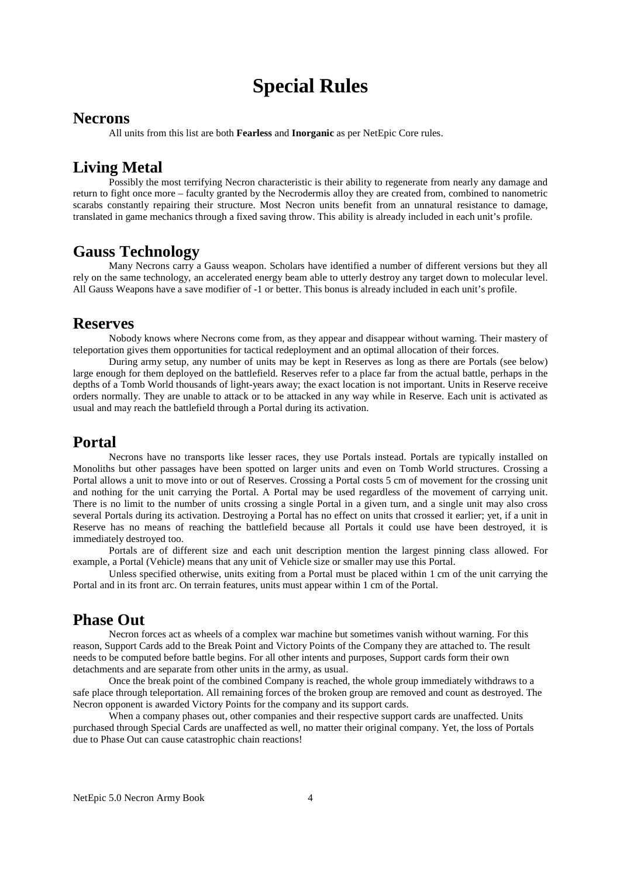# Special Rules

## Necrons

All units from this list are both **Fearless** and **Inorganic** as per NetEpic Core rules.

## Living Metal

Possibly the most terrifying Necron characteristic is their ability to regenerate from nearly any damage and return to fight once more – faculty granted by the Necrodermis alloy they are created from, combined to nanometric scarabs constantly repairing their structure. Most Necron units benefit from an unnatural resistance to damage, translated in game mechanics through a fixed saving throw. This ability is already included in each unit's profile.

## Gauss Technology

Many Necrons carry a Gauss weapon. Scholars have identified a number of different versions but they all rely on the same technology, an accelerated energy beam able to utterly destroy any target down to molecular level. All Gauss Weapons have a save modifier of -1 or better. This bonus is already included in each unit's profile.

## Reserves

Nobody knows where Necrons come from, as they appear and disappear without warning. Their mastery of teleportation gives them opportunities for tactical redeployment and an optimal allocation of their forces.

During army setup, any number of units may be kept in Reserves as long as there are Portals (see below) large enough for them deployed on the battlefield. Reserves refer to a place far from the actual battle, perhaps in the depths of a Tomb World thousands of light-years away; the exact location is not important. Units in Reserve receive orders normally. They are unable to attack or to be attacked in any way while in Reserve. Each unit is activated as usual and may reach the battlefield through a Portal during its activation.

## Portal

Necrons have no transports like lesser races, they use Portals instead. Portals are typically installed on Monoliths but other passages have been spotted on larger units and even on Tomb World structures. Crossing a Portal allows a unit to move into or out of Reserves. Crossing a Portal costs 5 cm of movement for the crossing unit and nothing for the unit carrying the Portal. A Portal may be used regardless of the movement of carrying unit. There is no limit to the number of units crossing a single Portal in a given turn, and a single unit may also cross several Portals during its activation. Destroying a Portal has no effect on units that crossed it earlier; yet, if a unit in Reserve has no means of reaching the battlefield because all Portals it could use have been destroyed, it is immediately destroyed too.

Portals are of different size and each unit description mention the largest pinning class allowed. For example, a Portal (Vehicle) means that any unit of Vehicle size or smaller may use this Portal.

Unless specified otherwise, units exiting from a Portal must be placed within 1 cm of the unit carrying the Portal and in its front arc. On terrain features, units must appear within 1 cm of the Portal.

## Phase Out

Necron forces act as wheels of a complex war machine but sometimes vanish without warning. For this reason, Support Cards add to the Break Point and Victory Points of the Company they are attached to. The result needs to be computed before battle begins. For all other intents and purposes, Support cards form their own detachments and are separate from other units in the army, as usual.

Once the break point of the combined Company is reached, the whole group immediately withdraws to a safe place through teleportation. All remaining forces of the broken group are removed and count as destroyed. The Necron opponent is awarded Victory Points for the company and its support cards.

When a company phases out, other companies and their respective support cards are unaffected. Units purchased through Special Cards are unaffected as well, no matter their original company. Yet, the loss of Portals due to Phase Out can cause catastrophic chain reactions!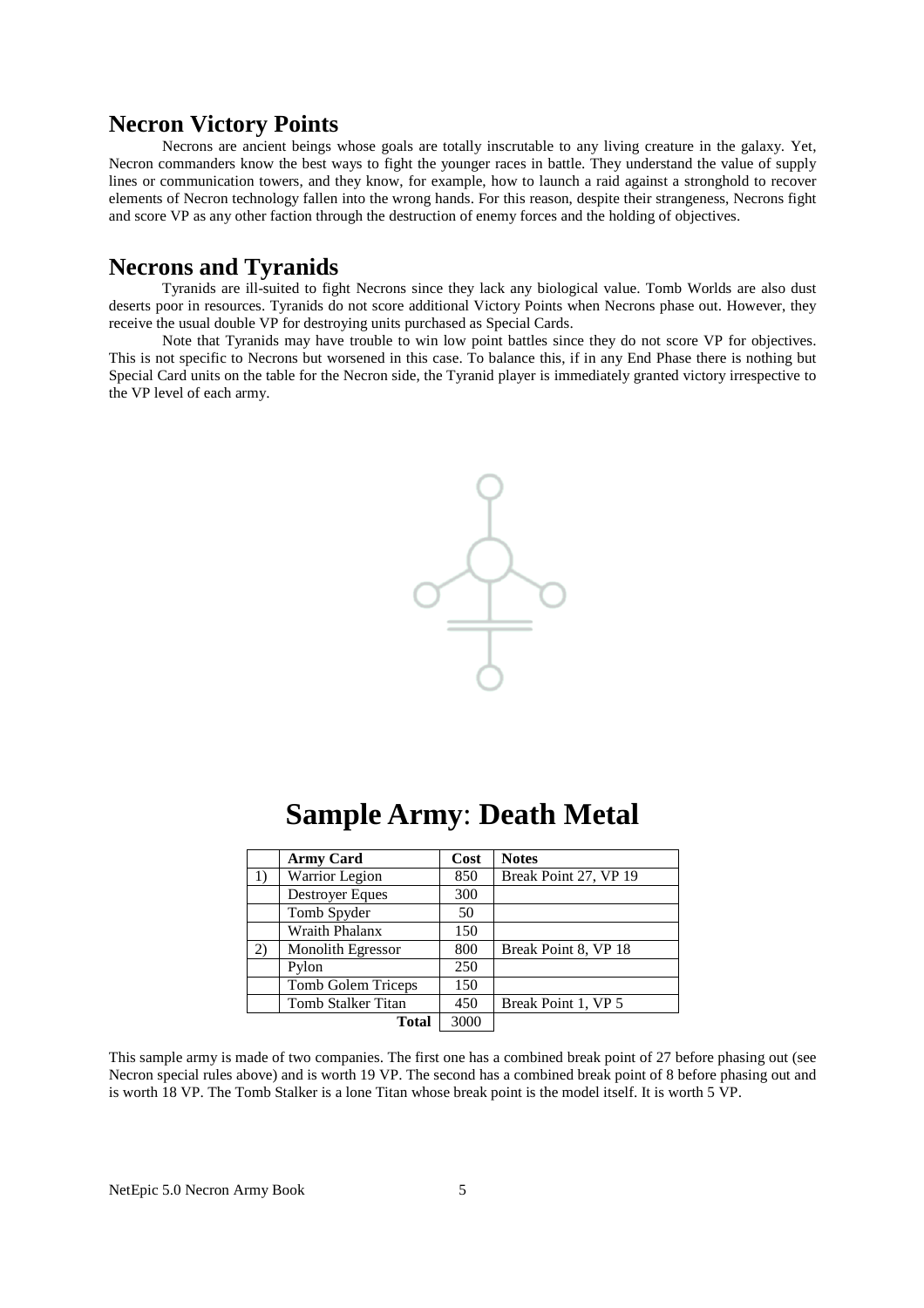## Necron Victory Points

Necrons are ancient beings whose goals are totally inscrutable to any living creature in the galaxy. Yet, Necron commanders know the best ways to fight the younger races in battle. They understand the value of supply lines or communication towers, and they know, for example, how to launch a raid against a stronghold to recover elements of Necron technology fallen into the wrong hands. For this reason, despite their strangeness, Necrons fight and score VP as any other faction through the destruction of enemy forces and the holding of objectives.

## Necrons and Tyranids

Tyranids are ill-suited to fight Necrons since they lack any biological value. Tomb Worlds are also dust deserts poor in resources. Tyranids do not score additional Victory Points when Necrons phase out. However, they receive the usual double VP for destroying units purchased as Special Cards.

Note that Tyranids may have trouble to win low point battles since they do not score VP for objectives. This is not specific to Necrons but worsened in this case. To balance this, if in any End Phase there is nothing but Special Card units on the table for the Necron side, the Tyranid player is immediately granted victory irrespective to the VP level of each army.

# Sample Army: Death Metal

| | Army Card | Cost | Notes |
|---|---|---|---|
| 1) | Warrior Legion | 850 | Break Point 27, VP 19 |
| | Destroyer Eques | 300 | |
| | Tomb Spyder | 50 | |
| | Wraith Phalanx | 150 | |
| 2) | Monolith Egressor | 800 | Break Point 8, VP 18 |
| | Pylon | 250 | |
| | Tomb Golem Triceps | 150 | |
| | Tomb Stalker Titan | 450 | Break Point 1, VP 5 |
| | **Total** | 3000 | |

This sample army is made of two companies. The first one has a combined break point of 27 before phasing out (see Necron special rules above) and is worth 19 VP. The second has a combined break point of 8 before phasing out and is worth 18 VP. The Tomb Stalker is a lone Titan whose break point is the model itself. It is worth 5 VP.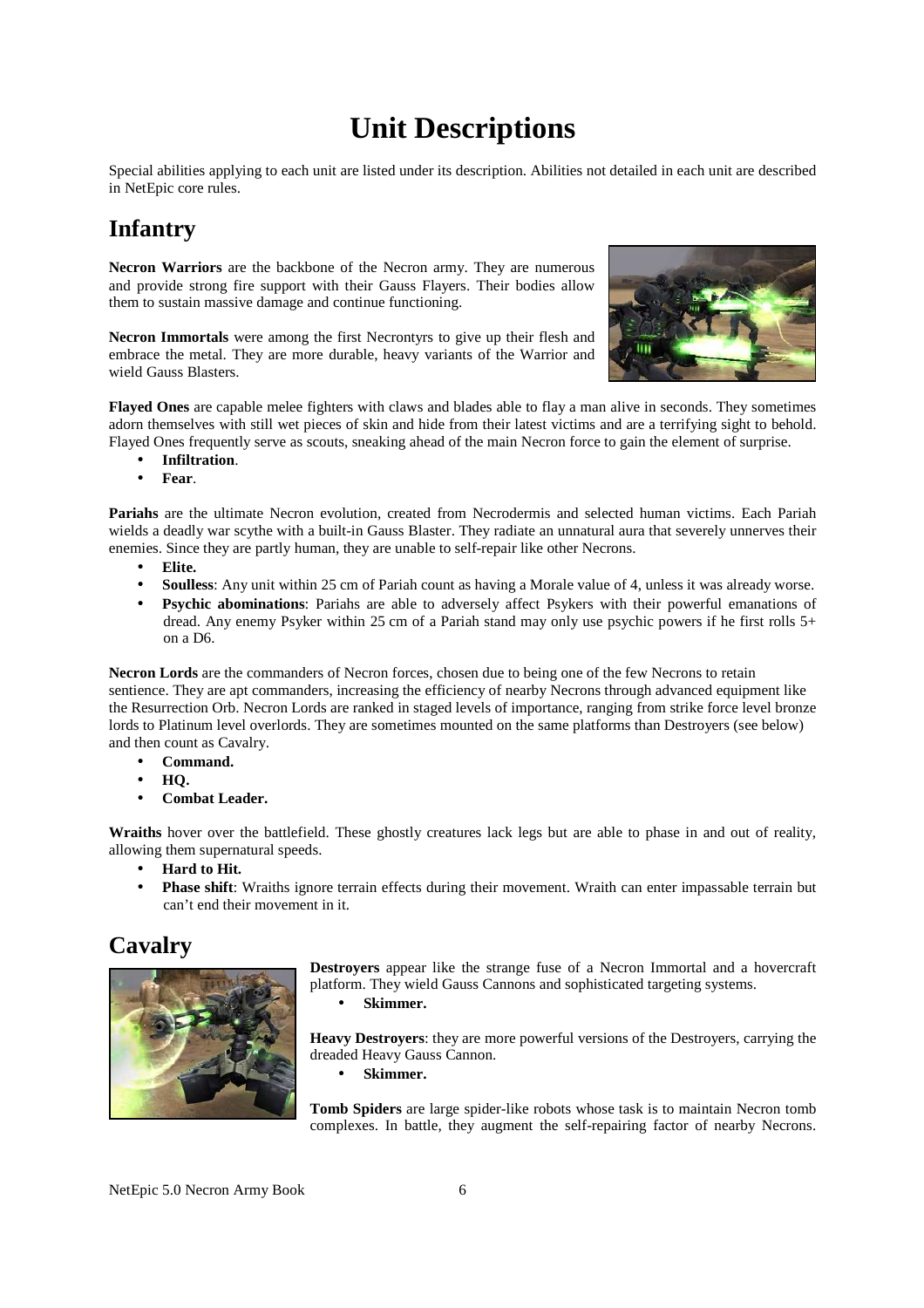# Unit Descriptions

Special abilities applying to each unit are listed under its description. Abilities not detailed in each unit are described in NetEpic core rules.

## Infantry

**Necron Warriors** are the backbone of the Necron army. They are numerous and provide strong fire support with their Gauss Flayers. Their bodies allow them to sustain massive damage and continue functioning.

**Necron Immortals** were among the first Necrontyrs to give up their flesh and embrace the metal. They are more durable, heavy variants of the Warrior and wield Gauss Blasters.

**Flayed Ones** are capable melee fighters with claws and blades able to flay a man alive in seconds. They sometimes adorn themselves with still wet pieces of skin and hide from their latest victims and are a terrifying sight to behold. Flayed Ones frequently serve as scouts, sneaking ahead of the main Necron force to gain the element of surprise.

- **Infiltration**.
- **Fear**.

**Pariahs** are the ultimate Necron evolution, created from Necrodermis and selected human victims. Each Pariah wields a deadly war scythe with a built-in Gauss Blaster. They radiate an unnatural aura that severely unnerves their enemies. Since they are partly human, they are unable to self-repair like other Necrons.

- **Elite.**
- **Soulless**: Any unit within 25 cm of Pariah count as having a Morale value of 4, unless it was already worse.
- **Psychic abominations**: Pariahs are able to adversely affect Psykers with their powerful emanations of dread. Any enemy Psyker within 25 cm of a Pariah stand may only use psychic powers if he first rolls 5+ on a D6.

**Necron Lords** are the commanders of Necron forces, chosen due to being one of the few Necrons to retain sentience. They are apt commanders, increasing the efficiency of nearby Necrons through advanced equipment like the Resurrection Orb. Necron Lords are ranked in staged levels of importance, ranging from strike force level bronze lords to Platinum level overlords. They are sometimes mounted on the same platforms than Destroyers (see below) and then count as Cavalry.

- **Command.**
- **HQ.**
- **Combat Leader.**

**Wraiths** hover over the battlefield. These ghostly creatures lack legs but are able to phase in and out of reality, allowing them supernatural speeds.

- **Hard to Hit.**
- **Phase shift**: Wraiths ignore terrain effects during their movement. Wraith can enter impassable terrain but can't end their movement in it.

## Cavalry

**Destroyers** appear like the strange fuse of a Necron Immortal and a hovercraft platform. They wield Gauss Cannons and sophisticated targeting systems.

- **Skimmer.**

**Heavy Destroyers**: they are more powerful versions of the Destroyers, carrying the dreaded Heavy Gauss Cannon.

- **Skimmer.**

**Tomb Spiders** are large spider-like robots whose task is to maintain Necron tomb complexes. In battle, they augment the self-repairing factor of nearby Necrons.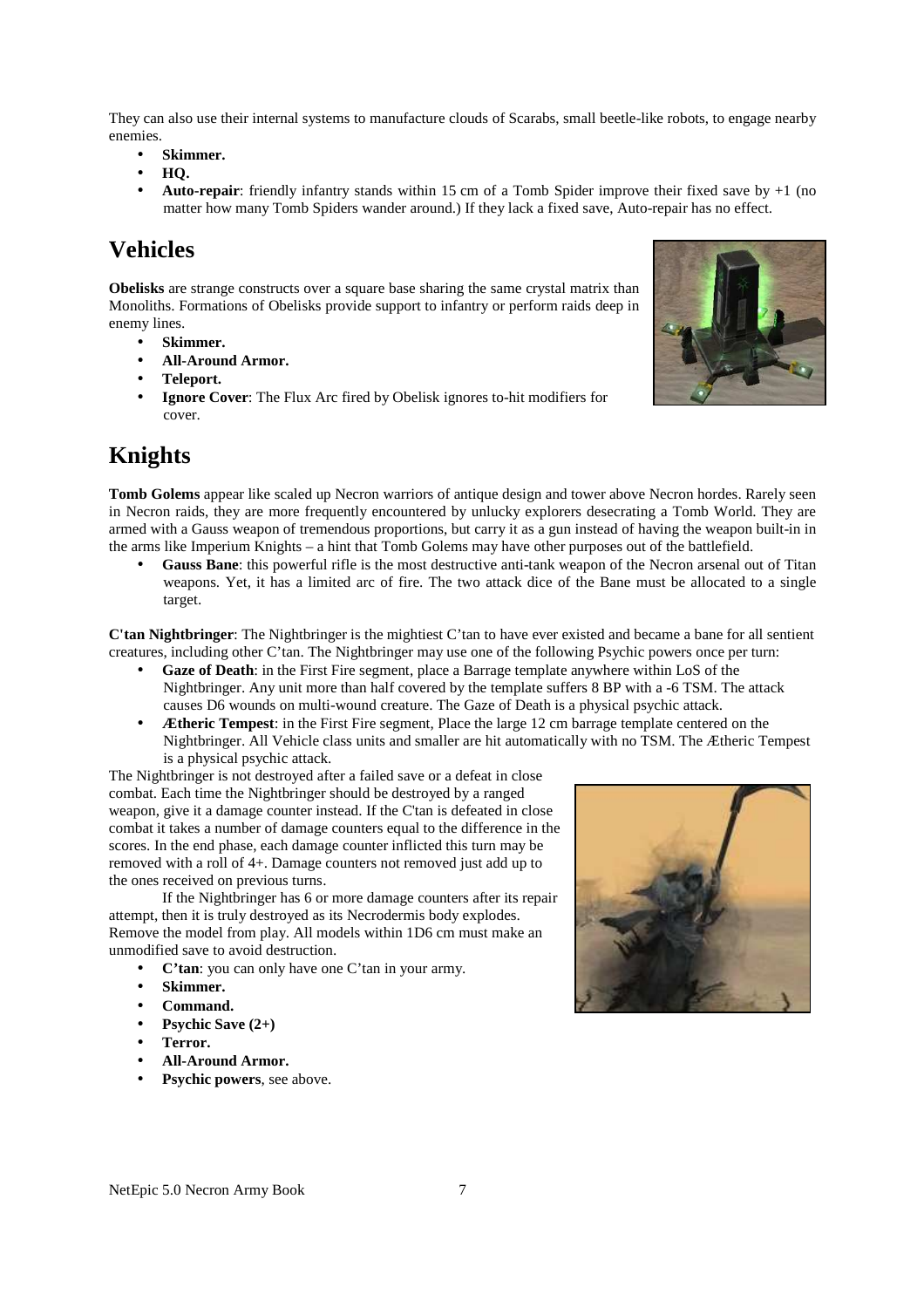They can also use their internal systems to manufacture clouds of Scarabs, small beetle-like robots, to engage nearby enemies.

- **Skimmer.**
- **HQ.**
- **Auto-repair**: friendly infantry stands within 15 cm of a Tomb Spider improve their fixed save by +1 (no matter how many Tomb Spiders wander around.) If they lack a fixed save, Auto-repair has no effect.

## Vehicles

**Obelisks** are strange constructs over a square base sharing the same crystal matrix than Monoliths. Formations of Obelisks provide support to infantry or perform raids deep in enemy lines.

- **Skimmer.**
- **All-Around Armor.**
- **Teleport.**
- **Ignore Cover**: The Flux Arc fired by Obelisk ignores to-hit modifiers for cover.

## Knights

**Tomb Golems** appear like scaled up Necron warriors of antique design and tower above Necron hordes. Rarely seen in Necron raids, they are more frequently encountered by unlucky explorers desecrating a Tomb World. They are armed with a Gauss weapon of tremendous proportions, but carry it as a gun instead of having the weapon built-in in the arms like Imperium Knights – a hint that Tomb Golems may have other purposes out of the battlefield.

- **Gauss Bane**: this powerful rifle is the most destructive anti-tank weapon of the Necron arsenal out of Titan weapons. Yet, it has a limited arc of fire. The two attack dice of the Bane must be allocated to a single target.

**C'tan Nightbringer**: The Nightbringer is the mightiest C'tan to have ever existed and became a bane for all sentient creatures, including other C'tan. The Nightbringer may use one of the following Psychic powers once per turn:

- **Gaze of Death**: in the First Fire segment, place a Barrage template anywhere within LoS of the Nightbringer. Any unit more than half covered by the template suffers 8 BP with a -6 TSM. The attack causes D6 wounds on multi-wound creature. The Gaze of Death is a physical psychic attack.
- **Ætheric Tempest**: in the First Fire segment, Place the large 12 cm barrage template centered on the Nightbringer. All Vehicle class units and smaller are hit automatically with no TSM. The Ætheric Tempest is a physical psychic attack.

The Nightbringer is not destroyed after a failed save or a defeat in close combat. Each time the Nightbringer should be destroyed by a ranged weapon, give it a damage counter instead. If the C'tan is defeated in close combat it takes a number of damage counters equal to the difference in the scores. In the end phase, each damage counter inflicted this turn may be removed with a roll of 4+. Damage counters not removed just add up to the ones received on previous turns.

If the Nightbringer has 6 or more damage counters after its repair attempt, then it is truly destroyed as its Necrodermis body explodes. Remove the model from play. All models within 1D6 cm must make an unmodified save to avoid destruction.

- **C'tan**: you can only have one C'tan in your army.
- **Skimmer.**
- **Command.**
- **Psychic Save (2+)**
- **Terror.**
- **All-Around Armor.**
- **Psychic powers**, see above.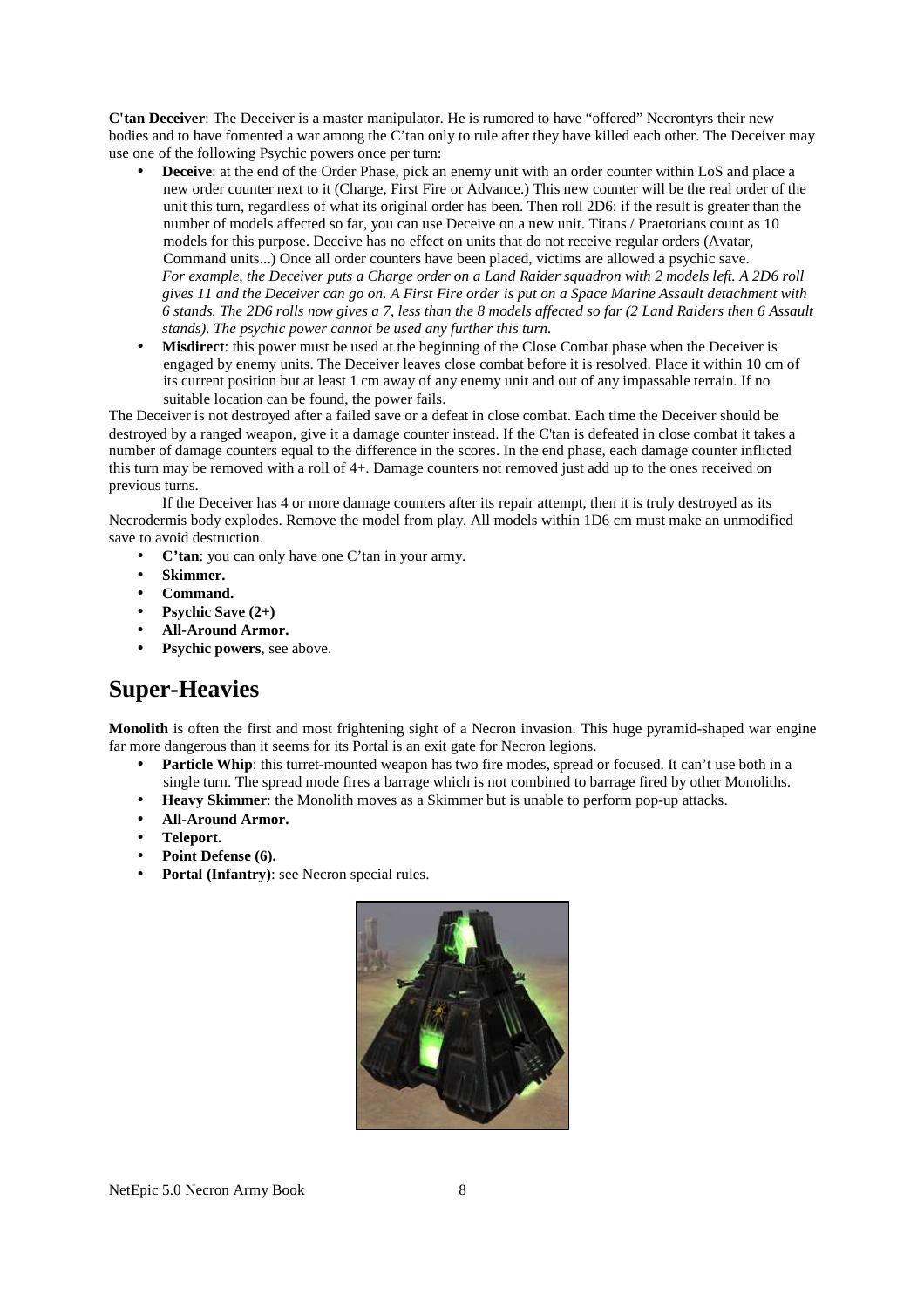**C'tan Deceiver**: The Deceiver is a master manipulator. He is rumored to have "offered" Necrontyrs their new bodies and to have fomented a war among the C'tan only to rule after they have killed each other. The Deceiver may use one of the following Psychic powers once per turn:

- **Deceive**: at the end of the Order Phase, pick an enemy unit with an order counter within LoS and place a new order counter next to it (Charge, First Fire or Advance.) This new counter will be the real order of the unit this turn, regardless of what its original order has been. Then roll 2D6: if the result is greater than the number of models affected so far, you can use Deceive on a new unit. Titans / Praetorians count as 10 models for this purpose. Deceive has no effect on units that do not receive regular orders (Avatar, Command units...) Once all order counters have been placed, victims are allowed a psychic save.
  *For example, the Deceiver puts a Charge order on a Land Raider squadron with 2 models left. A 2D6 roll gives 11 and the Deceiver can go on. A First Fire order is put on a Space Marine Assault detachment with 6 stands. The 2D6 rolls now gives a 7, less than the 8 models affected so far (2 Land Raiders then 6 Assault stands). The psychic power cannot be used any further this turn.*
- **Misdirect**: this power must be used at the beginning of the Close Combat phase when the Deceiver is engaged by enemy units. The Deceiver leaves close combat before it is resolved. Place it within 10 cm of its current position but at least 1 cm away of any enemy unit and out of any impassable terrain. If no suitable location can be found, the power fails.

The Deceiver is not destroyed after a failed save or a defeat in close combat. Each time the Deceiver should be destroyed by a ranged weapon, give it a damage counter instead. If the C'tan is defeated in close combat it takes a number of damage counters equal to the difference in the scores. In the end phase, each damage counter inflicted this turn may be removed with a roll of 4+. Damage counters not removed just add up to the ones received on previous turns.

If the Deceiver has 4 or more damage counters after its repair attempt, then it is truly destroyed as its Necrodermis body explodes. Remove the model from play. All models within 1D6 cm must make an unmodified save to avoid destruction.

- **C'tan**: you can only have one C'tan in your army.
- **Skimmer.**
- **Command.**
- **Psychic Save (2+)**
- **All-Around Armor.**
- **Psychic powers**, see above.

## Super-Heavies

**Monolith** is often the first and most frightening sight of a Necron invasion. This huge pyramid-shaped war engine far more dangerous than it seems for its Portal is an exit gate for Necron legions.

- **Particle Whip**: this turret-mounted weapon has two fire modes, spread or focused. It can't use both in a single turn. The spread mode fires a barrage which is not combined to barrage fired by other Monoliths.
- **Heavy Skimmer**: the Monolith moves as a Skimmer but is unable to perform pop-up attacks.
- **All-Around Armor.**
- **Teleport.**
- **Point Defense (6).**
- **Portal (Infantry)**: see Necron special rules.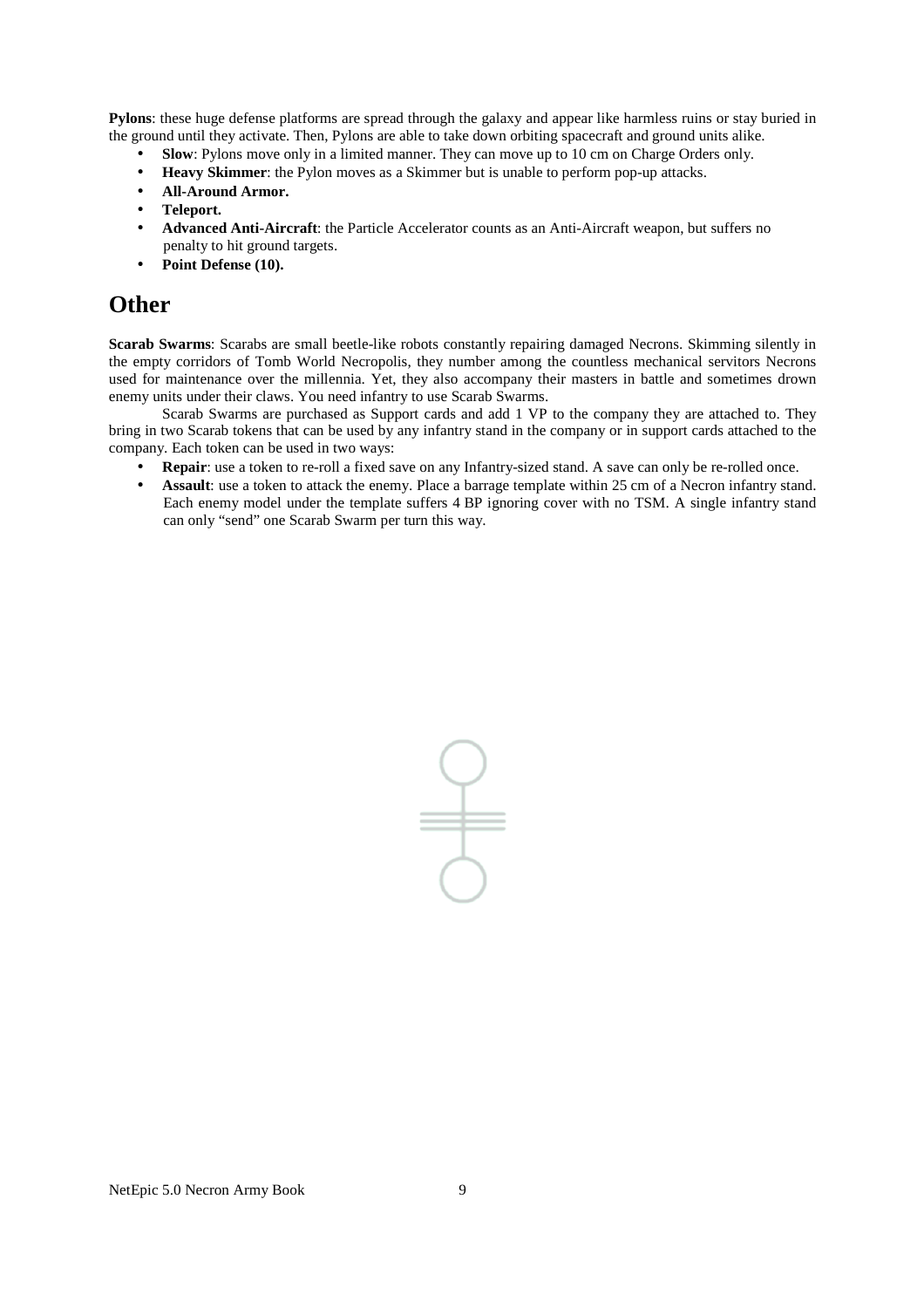**Pylons**: these huge defense platforms are spread through the galaxy and appear like harmless ruins or stay buried in the ground until they activate. Then, Pylons are able to take down orbiting spacecraft and ground units alike.

- **Slow**: Pylons move only in a limited manner. They can move up to 10 cm on Charge Orders only.
- **Heavy Skimmer**: the Pylon moves as a Skimmer but is unable to perform pop-up attacks.
- **All-Around Armor.**
- **Teleport.**
- **Advanced Anti-Aircraft**: the Particle Accelerator counts as an Anti-Aircraft weapon, but suffers no penalty to hit ground targets.
- **Point Defense (10).**

# Other

**Scarab Swarms**: Scarabs are small beetle-like robots constantly repairing damaged Necrons. Skimming silently in the empty corridors of Tomb World Necropolis, they number among the countless mechanical servitors Necrons used for maintenance over the millennia. Yet, they also accompany their masters in battle and sometimes drown enemy units under their claws. You need infantry to use Scarab Swarms.

Scarab Swarms are purchased as Support cards and add 1 VP to the company they are attached to. They bring in two Scarab tokens that can be used by any infantry stand in the company or in support cards attached to the company. Each token can be used in two ways:

- **Repair**: use a token to re-roll a fixed save on any Infantry-sized stand. A save can only be re-rolled once.
- **Assault**: use a token to attack the enemy. Place a barrage template within 25 cm of a Necron infantry stand. Each enemy model under the template suffers 4 BP ignoring cover with no TSM. A single infantry stand can only "send" one Scarab Swarm per turn this way.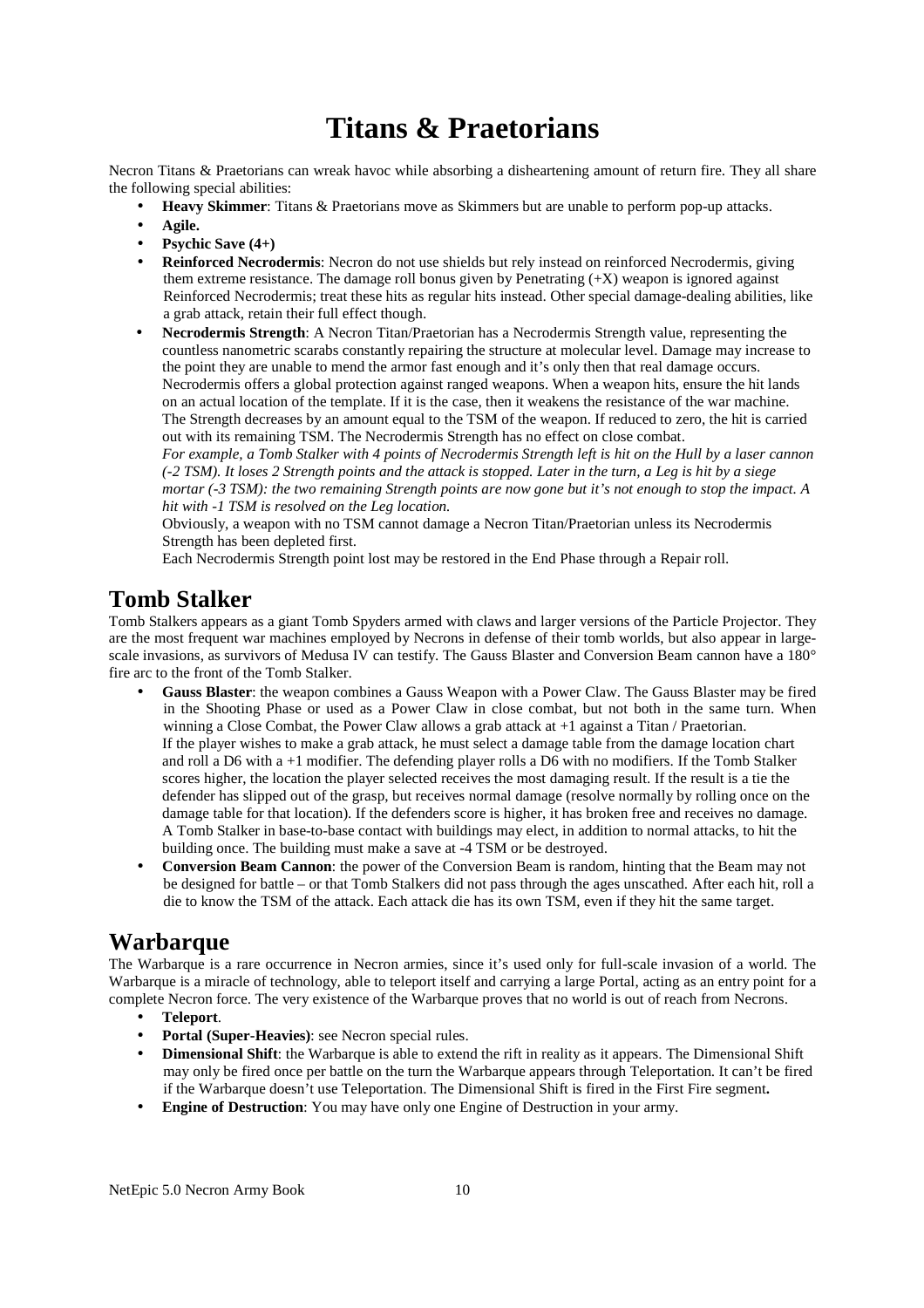# Titans & Praetorians

Necron Titans & Praetorians can wreak havoc while absorbing a disheartening amount of return fire. They all share the following special abilities:

- **Heavy Skimmer**: Titans & Praetorians move as Skimmers but are unable to perform pop-up attacks.
- **Agile.**
- **Psychic Save (4+)**
- **Reinforced Necrodermis**: Necron do not use shields but rely instead on reinforced Necrodermis, giving them extreme resistance. The damage roll bonus given by Penetrating (+X) weapon is ignored against Reinforced Necrodermis; treat these hits as regular hits instead. Other special damage-dealing abilities, like a grab attack, retain their full effect though.
- **Necrodermis Strength**: A Necron Titan/Praetorian has a Necrodermis Strength value, representing the countless nanometric scarabs constantly repairing the structure at molecular level. Damage may increase to the point they are unable to mend the armor fast enough and it's only then that real damage occurs. Necrodermis offers a global protection against ranged weapons. When a weapon hits, ensure the hit lands on an actual location of the template. If it is the case, then it weakens the resistance of the war machine. The Strength decreases by an amount equal to the TSM of the weapon. If reduced to zero, the hit is carried out with its remaining TSM. The Necrodermis Strength has no effect on close combat.
  *For example, a Tomb Stalker with 4 points of Necrodermis Strength left is hit on the Hull by a laser cannon (-2 TSM). It loses 2 Strength points and the attack is stopped. Later in the turn, a Leg is hit by a siege mortar (-3 TSM): the two remaining Strength points are now gone but it's not enough to stop the impact. A hit with -1 TSM is resolved on the Leg location.*
  Obviously, a weapon with no TSM cannot damage a Necron Titan/Praetorian unless its Necrodermis Strength has been depleted first.
  Each Necrodermis Strength point lost may be restored in the End Phase through a Repair roll.

## Tomb Stalker

Tomb Stalkers appears as a giant Tomb Spyders armed with claws and larger versions of the Particle Projector. They are the most frequent war machines employed by Necrons in defense of their tomb worlds, but also appear in large-scale invasions, as survivors of Medusa IV can testify. The Gauss Blaster and Conversion Beam cannon have a 180° fire arc to the front of the Tomb Stalker.

- **Gauss Blaster**: the weapon combines a Gauss Weapon with a Power Claw. The Gauss Blaster may be fired in the Shooting Phase or used as a Power Claw in close combat, but not both in the same turn. When winning a Close Combat, the Power Claw allows a grab attack at +1 against a Titan / Praetorian.
  If the player wishes to make a grab attack, he must select a damage table from the damage location chart and roll a D6 with a +1 modifier. The defending player rolls a D6 with no modifiers. If the Tomb Stalker scores higher, the location the player selected receives the most damaging result. If the result is a tie the defender has slipped out of the grasp, but receives normal damage (resolve normally by rolling once on the damage table for that location). If the defenders score is higher, it has broken free and receives no damage.
  A Tomb Stalker in base-to-base contact with buildings may elect, in addition to normal attacks, to hit the building once. The building must make a save at -4 TSM or be destroyed.
- **Conversion Beam Cannon**: the power of the Conversion Beam is random, hinting that the Beam may not be designed for battle – or that Tomb Stalkers did not pass through the ages unscathed. After each hit, roll a die to know the TSM of the attack. Each attack die has its own TSM, even if they hit the same target.

## Warbarque

The Warbarque is a rare occurrence in Necron armies, since it's used only for full-scale invasion of a world. The Warbarque is a miracle of technology, able to teleport itself and carrying a large Portal, acting as an entry point for a complete Necron force. The very existence of the Warbarque proves that no world is out of reach from Necrons.

- **Teleport**.
- **Portal (Super-Heavies)**: see Necron special rules.
- **Dimensional Shift**: the Warbarque is able to extend the rift in reality as it appears. The Dimensional Shift may only be fired once per battle on the turn the Warbarque appears through Teleportation. It can't be fired if the Warbarque doesn't use Teleportation. The Dimensional Shift is fired in the First Fire segment**.**
- **Engine of Destruction**: You may have only one Engine of Destruction in your army.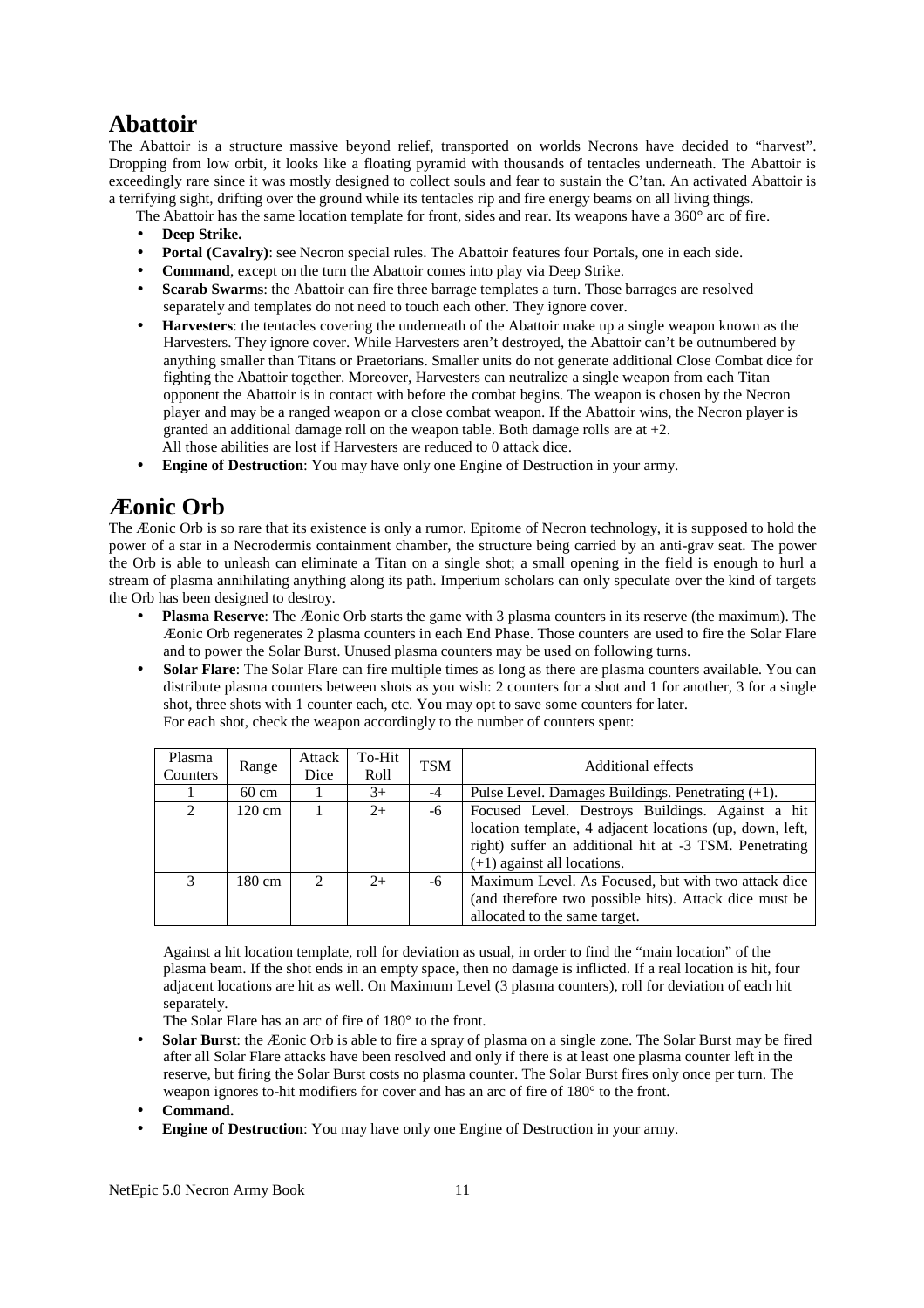# Abattoir

The Abattoir is a structure massive beyond relief, transported on worlds Necrons have decided to "harvest". Dropping from low orbit, it looks like a floating pyramid with thousands of tentacles underneath. The Abattoir is exceedingly rare since it was mostly designed to collect souls and fear to sustain the C'tan. An activated Abattoir is a terrifying sight, drifting over the ground while its tentacles rip and fire energy beams on all living things.

The Abattoir has the same location template for front, sides and rear. Its weapons have a 360° arc of fire.

- **Deep Strike.**
- **Portal (Cavalry)**: see Necron special rules. The Abattoir features four Portals, one in each side.
- **Command**, except on the turn the Abattoir comes into play via Deep Strike.
- **Scarab Swarms**: the Abattoir can fire three barrage templates a turn. Those barrages are resolved separately and templates do not need to touch each other. They ignore cover.
- **Harvesters**: the tentacles covering the underneath of the Abattoir make up a single weapon known as the Harvesters. They ignore cover. While Harvesters aren't destroyed, the Abattoir can't be outnumbered by anything smaller than Titans or Praetorians. Smaller units do not generate additional Close Combat dice for fighting the Abattoir together. Moreover, Harvesters can neutralize a single weapon from each Titan opponent the Abattoir is in contact with before the combat begins. The weapon is chosen by the Necron player and may be a ranged weapon or a close combat weapon. If the Abattoir wins, the Necron player is granted an additional damage roll on the weapon table. Both damage rolls are at +2.
  All those abilities are lost if Harvesters are reduced to 0 attack dice.
- **Engine of Destruction**: You may have only one Engine of Destruction in your army.

# Æonic Orb

The Æonic Orb is so rare that its existence is only a rumor. Epitome of Necron technology, it is supposed to hold the power of a star in a Necrodermis containment chamber, the structure being carried by an anti-grav seat. The power the Orb is able to unleash can eliminate a Titan on a single shot; a small opening in the field is enough to hurl a stream of plasma annihilating anything along its path. Imperium scholars can only speculate over the kind of targets the Orb has been designed to destroy.

- **Plasma Reserve**: The Æonic Orb starts the game with 3 plasma counters in its reserve (the maximum). The Æonic Orb regenerates 2 plasma counters in each End Phase. Those counters are used to fire the Solar Flare and to power the Solar Burst. Unused plasma counters may be used on following turns.
- **Solar Flare**: The Solar Flare can fire multiple times as long as there are plasma counters available. You can distribute plasma counters between shots as you wish: 2 counters for a shot and 1 for another, 3 for a single shot, three shots with 1 counter each, etc. You may opt to save some counters for later.
  For each shot, check the weapon accordingly to the number of counters spent:

| Plasma Counters | Range | Attack Dice | To-Hit Roll | TSM | Additional effects |
|---|---|---|---|---|---|
| 1 | 60 cm | 1 | 3+ | -4 | Pulse Level. Damages Buildings. Penetrating (+1). |
| 2 | 120 cm | 1 | 2+ | -6 | Focused Level. Destroys Buildings. Against a hit location template, 4 adjacent locations (up, down, left, right) suffer an additional hit at -3 TSM. Penetrating (+1) against all locations. |
| 3 | 180 cm | 2 | 2+ | -6 | Maximum Level. As Focused, but with two attack dice (and therefore two possible hits). Attack dice must be allocated to the same target. |

  Against a hit location template, roll for deviation as usual, in order to find the "main location" of the plasma beam. If the shot ends in an empty space, then no damage is inflicted. If a real location is hit, four adjacent locations are hit as well. On Maximum Level (3 plasma counters), roll for deviation of each hit separately.

  The Solar Flare has an arc of fire of 180° to the front.

- **Solar Burst**: the Æonic Orb is able to fire a spray of plasma on a single zone. The Solar Burst may be fired after all Solar Flare attacks have been resolved and only if there is at least one plasma counter left in the reserve, but firing the Solar Burst costs no plasma counter. The Solar Burst fires only once per turn. The weapon ignores to-hit modifiers for cover and has an arc of fire of 180° to the front.
- **Command.**
- **Engine of Destruction**: You may have only one Engine of Destruction in your army.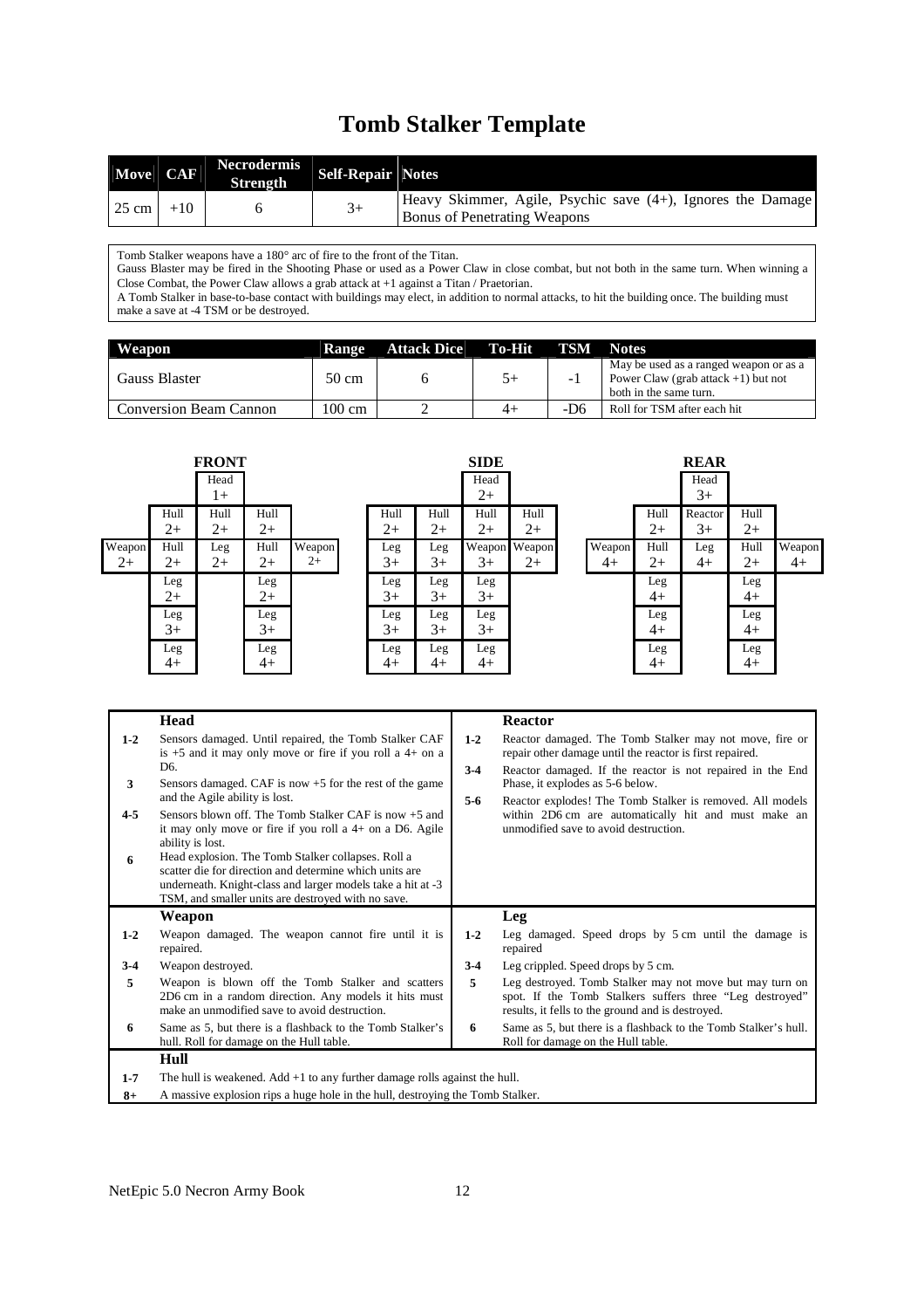# Tomb Stalker Template

| Move | CAF | Necrodermis Strength | Self-Repair | Notes |
|---|---|---|---|---|
| 25 cm | +10 | 6 | 3+ | Heavy Skimmer, Agile, Psychic save (4+), Ignores the Damage Bonus of Penetrating Weapons |

Tomb Stalker weapons have a 180° arc of fire to the front of the Titan.
Gauss Blaster may be fired in the Shooting Phase or used as a Power Claw in close combat, but not both in the same turn. When winning a Close Combat, the Power Claw allows a grab attack at +1 against a Titan / Praetorian.
A Tomb Stalker in base-to-base contact with buildings may elect, in addition to normal attacks, to hit the building once. The building must make a save at -4 TSM or be destroyed.

| Weapon | Range | Attack Dice | To-Hit | TSM | Notes |
|---|---|---|---|---|---|
| Gauss Blaster | 50 cm | 6 | 5+ | -1 | May be used as a ranged weapon or as a Power Claw (grab attack +1) but not both in the same turn. |
| Conversion Beam Cannon | 100 cm | 2 | 4+ | -D6 | Roll for TSM after each hit |

**FRONT**

| | | | | |
|---|---|---|---|---|
| | | Head 1+ | | |
| | Hull 2+ | Hull 2+ | Hull 2+ | |
| Weapon 2+ | Hull 2+ | Leg 2+ | Hull 2+ | Weapon 2+ |
| | Leg 2+ | | Leg 2+ | |
| | Leg 3+ | | Leg 3+ | |
| | Leg 4+ | | Leg 4+ | |

**SIDE**

| | | | |
|---|---|---|---|
| | | Head 2+ | |
| Hull 2+ | Hull 2+ | Hull 2+ | Hull 2+ |
| Leg 3+ | Leg 3+ | Weapon 3+ | Weapon 2+ |
| Leg 3+ | Leg 3+ | Leg 3+ | |
| Leg 3+ | Leg 3+ | Leg 3+ | |
| Leg 4+ | Leg 4+ | Leg 4+ | |

**REAR**

| | | | | |
|---|---|---|---|---|
| | | Head 3+ | | |
| | Hull 2+ | Reactor 3+ | Hull 2+ | |
| Weapon 4+ | Hull 2+ | Leg 4+ | Hull 2+ | Weapon 4+ |
| | Leg 4+ | | Leg 4+ | |
| | Leg 4+ | | Leg 4+ | |
| | Leg 4+ | | Leg 4+ | |

**Head**

| Roll | Result |
|---|---|
| 1-2 | Sensors damaged. Until repaired, the Tomb Stalker CAF is +5 and it may only move or fire if you roll a 4+ on a D6. |
| 3 | Sensors damaged. CAF is now +5 for the rest of the game and the Agile ability is lost. |
| 4-5 | Sensors blown off. The Tomb Stalker CAF is now +5 and it may only move or fire if you roll a 4+ on a D6. Agile ability is lost. |
| 6 | Head explosion. The Tomb Stalker collapses. Roll a scatter die for direction and determine which units are underneath. Knight-class and larger models take a hit at -3 TSM, and smaller units are destroyed with no save. |

**Reactor**

| Roll | Result |
|---|---|
| 1-2 | Reactor damaged. The Tomb Stalker may not move, fire or repair other damage until the reactor is first repaired. |
| 3-4 | Reactor damaged. If the reactor is not repaired in the End Phase, it explodes as 5-6 below. |
| 5-6 | Reactor explodes! The Tomb Stalker is removed. All models within 2D6 cm are automatically hit and must make an unmodified save to avoid destruction. |

**Weapon**

| Roll | Result |
|---|---|
| 1-2 | Weapon damaged. The weapon cannot fire until it is repaired. |
| 3-4 | Weapon destroyed. |
| 5 | Weapon is blown off the Tomb Stalker and scatters 2D6 cm in a random direction. Any models it hits must make an unmodified save to avoid destruction. |
| 6 | Same as 5, but there is a flashback to the Tomb Stalker's hull. Roll for damage on the Hull table. |

**Leg**

| Roll | Result |
|---|---|
| 1-2 | Leg damaged. Speed drops by 5 cm until the damage is repaired |
| 3-4 | Leg crippled. Speed drops by 5 cm. |
| 5 | Leg destroyed. Tomb Stalker may not move but may turn on spot. If the Tomb Stalkers suffers three "Leg destroyed" results, it fells to the ground and is destroyed. |
| 6 | Same as 5, but there is a flashback to the Tomb Stalker's hull. Roll for damage on the Hull table. |

**Hull**

| Roll | Result |
|---|---|
| 1-7 | The hull is weakened. Add +1 to any further damage rolls against the hull. |
| 8+ | A massive explosion rips a huge hole in the hull, destroying the Tomb Stalker. |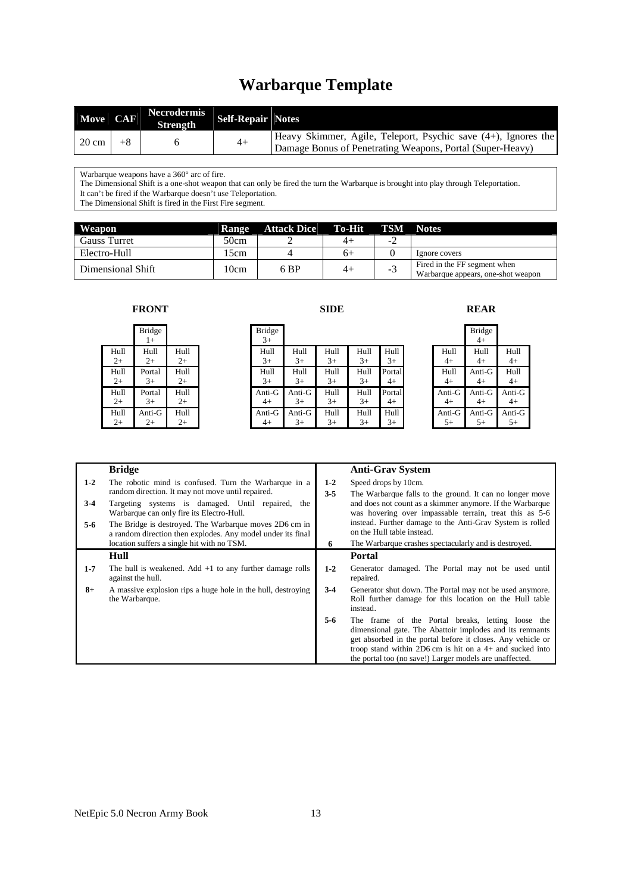# Warbarque Template

| Move | CAF | Necrodermis Strength | Self-Repair | Notes |
|---|---|---|---|---|
| 20 cm | +8 | 6 | 4+ | Heavy Skimmer, Agile, Teleport, Psychic save (4+), Ignores the Damage Bonus of Penetrating Weapons, Portal (Super-Heavy) |

Warbarque weapons have a 360° arc of fire.
The Dimensional Shift is a one-shot weapon that can only be fired the turn the Warbarque is brought into play through Teleportation.
It can't be fired if the Warbarque doesn't use Teleportation.
The Dimensional Shift is fired in the First Fire segment.

| Weapon | Range | Attack Dice | To-Hit | TSM | Notes |
|---|---|---|---|---|---|
| Gauss Turret | 50cm | 2 | 4+ | -2 | |
| Electro-Hull | 15cm | 4 | 6+ | 0 | Ignore covers |
| Dimensional Shift | 10cm | 6 BP | 4+ | -3 | Fired in the FF segment when Warbarque appears, one-shot weapon |

**FRONT**

| | | |
|---|---|---|
| | Bridge 1+ | |
| Hull 2+ | Hull 2+ | Hull 2+ |
| Hull 2+ | Portal 3+ | Hull 2+ |
| Hull 2+ | Portal 3+ | Hull 2+ |
| Hull 2+ | Anti-G 2+ | Hull 2+ |

**SIDE**

| | | | | |
|---|---|---|---|---|
| Bridge 3+ | | | | |
| Hull 3+ | Hull 3+ | Hull 3+ | Hull 3+ | Hull 3+ |
| Hull 3+ | Hull 3+ | Hull 3+ | Hull 3+ | Portal 4+ |
| Anti-G 4+ | Anti-G 3+ | Hull 3+ | Hull 3+ | Portal 4+ |
| Anti-G 4+ | Anti-G 3+ | Hull 3+ | Hull 3+ | Hull 3+ |

**REAR**

| | | |
|---|---|---|
| | Bridge 4+ | |
| Hull 4+ | Hull 4+ | Hull 4+ |
| Hull 4+ | Anti-G 4+ | Hull 4+ |
| Anti-G 4+ | Anti-G 4+ | Anti-G 4+ |
| Anti-G 5+ | Anti-G 5+ | Anti-G 5+ |

**Bridge**

| Roll | Effect |
|---|---|
| 1-2 | The robotic mind is confused. Turn the Warbarque in a random direction. It may not move until repaired. |
| 3-4 | Targeting systems is damaged. Until repaired, the Warbarque can only fire its Electro-Hull. |
| 5-6 | The Bridge is destroyed. The Warbarque moves 2D6 cm in a random direction then explodes. Any model under its final location suffers a single hit with no TSM. |

**Hull**

| Roll | Effect |
|---|---|
| 1-7 | The hull is weakened. Add +1 to any further damage rolls against the hull. |
| 8+ | A massive explosion rips a huge hole in the hull, destroying the Warbarque. |

**Anti-Grav System**

| Roll | Effect |
|---|---|
| 1-2 | Speed drops by 10cm. |
| 3-5 | The Warbarque falls to the ground. It can no longer move and does not count as a skimmer anymore. If the Warbarque was hovering over impassable terrain, treat this as 5-6 instead. Further damage to the Anti-Grav System is rolled on the Hull table instead. |
| 6 | The Warbarque crashes spectacularly and is destroyed. |

**Portal**

| Roll | Effect |
|---|---|
| 1-2 | Generator damaged. The Portal may not be used until repaired. |
| 3-4 | Generator shut down. The Portal may not be used anymore. Roll further damage for this location on the Hull table instead. |
| 5-6 | The frame of the Portal breaks, letting loose the dimensional gate. The Abattoir implodes and its remnants get absorbed in the portal before it closes. Any vehicle or troop stand within 2D6 cm is hit on a 4+ and sucked into the portal too (no save!) Larger models are unaffected. |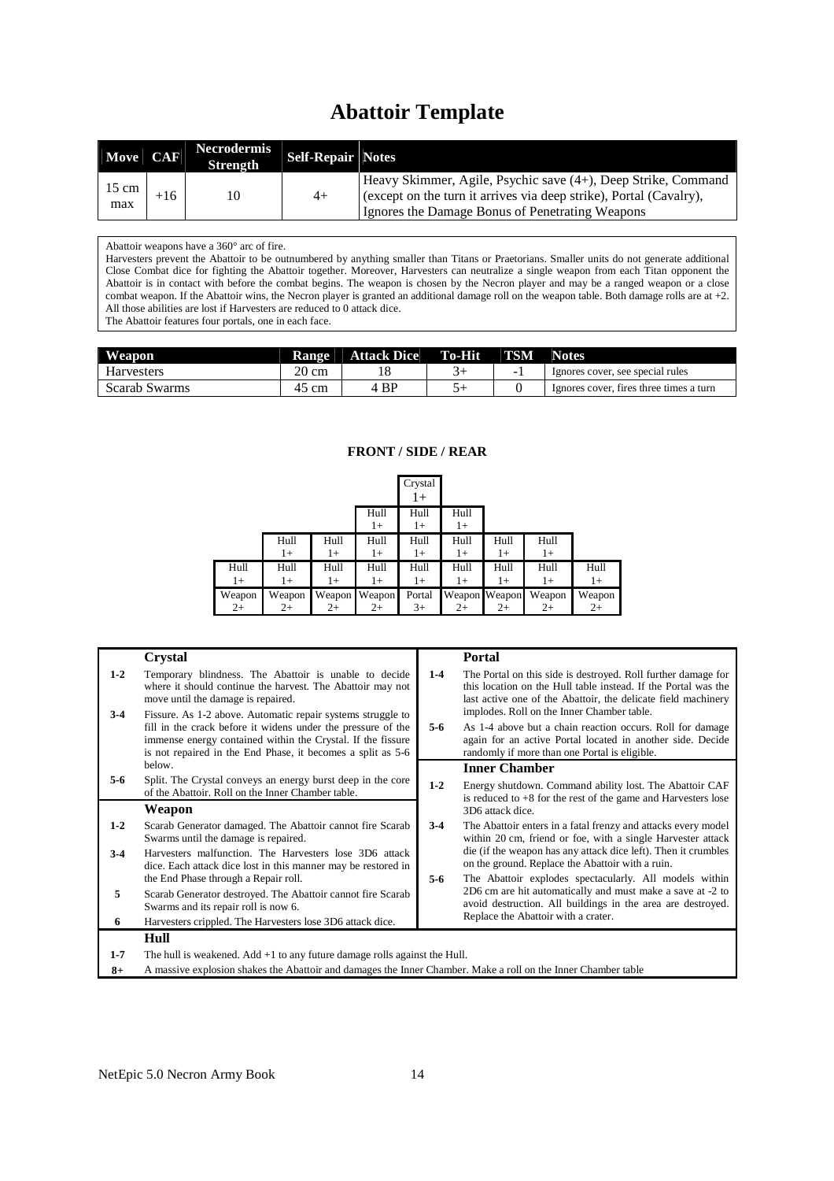# Abattoir Template

| Move | CAF | Necrodermis Strength | Self-Repair | Notes |
|---|---|---|---|---|
| 15 cm max | +16 | 10 | 4+ | Heavy Skimmer, Agile, Psychic save (4+), Deep Strike, Command (except on the turn it arrives via deep strike), Portal (Cavalry), Ignores the Damage Bonus of Penetrating Weapons |

Abattoir weapons have a 360° arc of fire.
Harvesters prevent the Abattoir to be outnumbered by anything smaller than Titans or Praetorians. Smaller units do not generate additional Close Combat dice for fighting the Abattoir together. Moreover, Harvesters can neutralize a single weapon from each Titan opponent the Abattoir is in contact with before the combat begins. The weapon is chosen by the Necron player and may be a ranged weapon or a close combat weapon. If the Abattoir wins, the Necron player is granted an additional damage roll on the weapon table. Both damage rolls are at +2. All those abilities are lost if Harvesters are reduced to 0 attack dice.
The Abattoir features four portals, one in each face.

| Weapon | Range | Attack Dice | To-Hit | TSM | Notes |
|---|---|---|---|---|---|
| Harvesters | 20 cm | 18 | 3+ | -1 | Ignores cover, see special rules |
| Scarab Swarms | 45 cm | 4 BP | 5+ | 0 | Ignores cover, fires three times a turn |

**FRONT / SIDE / REAR**

| | | | | | | | | |
|---|---|---|---|---|---|---|---|---|
| | | | | Crystal 1+ | | | | |
| | | | Hull 1+ | Hull 1+ | Hull 1+ | | | |
| | Hull 1+ | Hull 1+ | Hull 1+ | Hull 1+ | Hull 1+ | Hull 1+ | Hull 1+ | |
| Hull 1+ | Hull 1+ | Hull 1+ | Hull 1+ | Hull 1+ | Hull 1+ | Hull 1+ | Hull 1+ | Hull 1+ |
| Weapon 2+ | Weapon 2+ | Weapon 2+ | Weapon 2+ | Portal 3+ | Weapon 2+ | Weapon 2+ | Weapon 2+ | Weapon 2+ |

### Crystal

| Roll | Effect |
|---|---|
| 1-2 | Temporary blindness. The Abattoir is unable to decide where it should continue the harvest. The Abattoir may not move until the damage is repaired. |
| 3-4 | Fissure. As 1-2 above. Automatic repair systems struggle to fill in the crack before it widens under the pressure of the immense energy contained within the Crystal. If the fissure is not repaired in the End Phase, it becomes a split as 5-6 below. |
| 5-6 | Split. The Crystal conveys an energy burst deep in the core of the Abattoir. Roll on the Inner Chamber table. |

### Weapon

| Roll | Effect |
|---|---|
| 1-2 | Scarab Generator damaged. The Abattoir cannot fire Scarab Swarms until the damage is repaired. |
| 3-4 | Harvesters malfunction. The Harvesters lose 3D6 attack dice. Each attack dice lost in this manner may be restored in the End Phase through a Repair roll. |
| 5 | Scarab Generator destroyed. The Abattoir cannot fire Scarab Swarms and its repair roll is now 6. |
| 6 | Harvesters crippled. The Harvesters lose 3D6 attack dice. |

### Portal

| Roll | Effect |
|---|---|
| 1-4 | The Portal on this side is destroyed. Roll further damage for this location on the Hull table instead. If the Portal was the last active one of the Abattoir, the delicate field machinery implodes. Roll on the Inner Chamber table. |
| 5-6 | As 1-4 above but a chain reaction occurs. Roll for damage again for an active Portal located in another side. Decide randomly if more than one Portal is eligible. |

### Inner Chamber

| Roll | Effect |
|---|---|
| 1-2 | Energy shutdown. Command ability lost. The Abattoir CAF is reduced to +8 for the rest of the game and Harvesters lose 3D6 attack dice. |
| 3-4 | The Abattoir enters in a fatal frenzy and attacks every model within 20 cm, friend or foe, with a single Harvester attack die (if the weapon has any attack dice left). Then it crumbles on the ground. Replace the Abattoir with a ruin. |
| 5-6 | The Abattoir explodes spectacularly. All models within 2D6 cm are hit automatically and must make a save at -2 to avoid destruction. All buildings in the area are destroyed. Replace the Abattoir with a crater. |

### Hull

| Roll | Effect |
|---|---|
| 1-7 | The hull is weakened. Add +1 to any future damage rolls against the Hull. |
| 8+ | A massive explosion shakes the Abattoir and damages the Inner Chamber. Make a roll on the Inner Chamber table |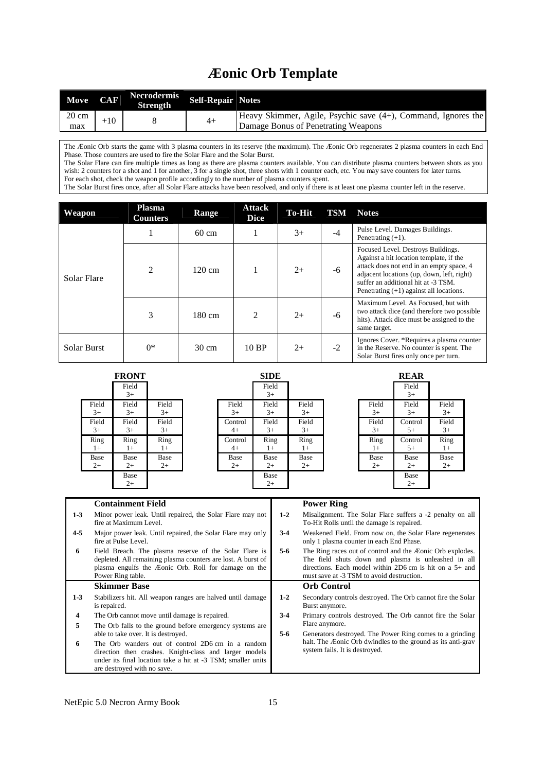# Æonic Orb Template

| Move | CAF | Necrodermis Strength | Self-Repair | Notes |
|---|---|---|---|---|
| 20 cm max | +10 | 8 | 4+ | Heavy Skimmer, Agile, Psychic save (4+), Command, Ignores the Damage Bonus of Penetrating Weapons |

The Æonic Orb starts the game with 3 plasma counters in its reserve (the maximum). The Æonic Orb regenerates 2 plasma counters in each End Phase. Those counters are used to fire the Solar Flare and the Solar Burst.
The Solar Flare can fire multiple times as long as there are plasma counters available. You can distribute plasma counters between shots as you wish: 2 counters for a shot and 1 for another, 3 for a single shot, three shots with 1 counter each, etc. You may save counters for later turns.
For each shot, check the weapon profile accordingly to the number of plasma counters spent.
The Solar Burst fires once, after all Solar Flare attacks have been resolved, and only if there is at least one plasma counter left in the reserve.

| Weapon | Plasma Counters | Range | Attack Dice | To-Hit | TSM | Notes |
|---|---|---|---|---|---|---|
| Solar Flare | 1 | 60 cm | 1 | 3+ | -4 | Pulse Level. Damages Buildings. Penetrating (+1). |
| | 2 | 120 cm | 1 | 2+ | -6 | Focused Level. Destroys Buildings. Against a hit location template, if the attack does not end in an empty space, 4 adjacent locations (up, down, left, right) suffer an additional hit at -3 TSM. Penetrating (+1) against all locations. |
| | 3 | 180 cm | 2 | 2+ | -6 | Maximum Level. As Focused, but with two attack dice (and therefore two possible hits). Attack dice must be assigned to the same target. |
| Solar Burst | 0* | 30 cm | 10 BP | 2+ | -2 | Ignores Cover. *Requires a plasma counter in the Reserve. No counter is spent. The Solar Burst fires only once per turn. |

**FRONT**

| | | |
|---|---|---|
| | Field 3+ | |
| Field 3+ | Field 3+ | Field 3+ |
| Field 3+ | Field 3+ | Field 3+ |
| Ring 1+ | Ring 1+ | Ring 1+ |
| Base 2+ | Base 2+ | Base 2+ |
| | Base 2+ | |

**SIDE**

| | | |
|---|---|---|
| | Field 3+ | |
| Field 3+ | Field 3+ | Field 3+ |
| Control 4+ | Field 3+ | Field 3+ |
| Control 4+ | Ring 1+ | Ring 1+ |
| Base 2+ | Base 2+ | Base 2+ |
| | Base 2+ | |

**REAR**

| | | |
|---|---|---|
| | Field 3+ | |
| Field 3+ | Field 3+ | Field 3+ |
| Field 3+ | Control 5+ | Field 3+ |
| Ring 1+ | Control 5+ | Ring 1+ |
| Base 2+ | Base 2+ | Base 2+ |
| | Base 2+ | |

**Containment Field**

| | |
|---|---|
| 1-3 | Minor power leak. Until repaired, the Solar Flare may not fire at Maximum Level. |
| 4-5 | Major power leak. Until repaired, the Solar Flare may only fire at Pulse Level. |
| 6 | Field Breach. The plasma reserve of the Solar Flare is depleted. All remaining plasma counters are lost. A burst of plasma engulfs the Æonic Orb. Roll for damage on the Power Ring table. |

**Skimmer Base**

| | |
|---|---|
| 1-3 | Stabilizers hit. All weapon ranges are halved until damage is repaired. |
| 4 | The Orb cannot move until damage is repaired. |
| 5 | The Orb falls to the ground before emergency systems are able to take over. It is destroyed. |
| 6 | The Orb wanders out of control 2D6 cm in a random direction then crashes. Knight-class and larger models under its final location take a hit at -3 TSM; smaller units are destroyed with no save. |

**Power Ring**

| | |
|---|---|
| 1-2 | Misalignment. The Solar Flare suffers a -2 penalty on all To-Hit Rolls until the damage is repaired. |
| 3-4 | Weakened Field. From now on, the Solar Flare regenerates only 1 plasma counter in each End Phase. |
| 5-6 | The Ring races out of control and the Æonic Orb explodes. The field shuts down and plasma is unleashed in all directions. Each model within 2D6 cm is hit on a 5+ and must save at -3 TSM to avoid destruction. |

**Orb Control**

| | |
|---|---|
| 1-2 | Secondary controls destroyed. The Orb cannot fire the Solar Burst anymore. |
| 3-4 | Primary controls destroyed. The Orb cannot fire the Solar Flare anymore. |
| 5-6 | Generators destroyed. The Power Ring comes to a grinding halt. The Æonic Orb dwindles to the ground as its anti-grav system fails. It is destroyed. |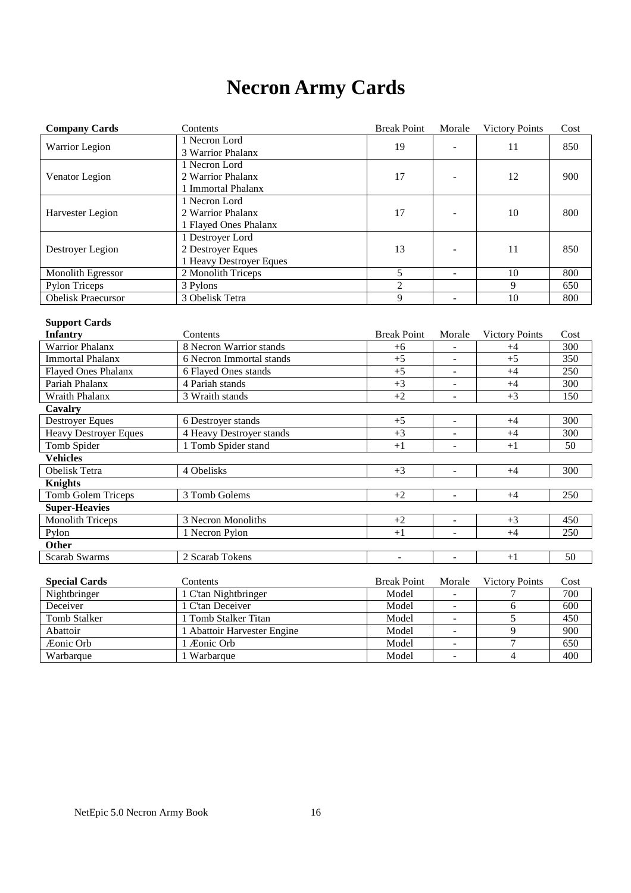# Necron Army Cards

| Company Cards | Contents | Break Point | Morale | Victory Points | Cost |
|---|---|---|---|---|---|
| Warrior Legion | 1 Necron Lord<br>3 Warrior Phalanx | 19 | - | 11 | 850 |
| Venator Legion | 1 Necron Lord<br>2 Warrior Phalanx<br>1 Immortal Phalanx | 17 | - | 12 | 900 |
| Harvester Legion | 1 Necron Lord<br>2 Warrior Phalanx<br>1 Flayed Ones Phalanx | 17 | - | 10 | 800 |
| Destroyer Legion | 1 Destroyer Lord<br>2 Destroyer Eques<br>1 Heavy Destroyer Eques | 13 | - | 11 | 850 |
| Monolith Egressor | 2 Monolith Triceps | 5 | - | 10 | 800 |
| Pylon Triceps | 3 Pylons | 2 | | 9 | 650 |
| Obelisk Praecursor | 3 Obelisk Tetra | 9 | - | 10 | 800 |

**Support Cards**

| Infantry | Contents | Break Point | Morale | Victory Points | Cost |
|---|---|---|---|---|---|
| Warrior Phalanx | 8 Necron Warrior stands | +6 | - | +4 | 300 |
| Immortal Phalanx | 6 Necron Immortal stands | +5 | - | +5 | 350 |
| Flayed Ones Phalanx | 6 Flayed Ones stands | +5 | - | +4 | 250 |
| Pariah Phalanx | 4 Pariah stands | +3 | - | +4 | 300 |
| Wraith Phalanx | 3 Wraith stands | +2 | - | +3 | 150 |
| **Cavalry** | | | | | |
| Destroyer Eques | 6 Destroyer stands | +5 | - | +4 | 300 |
| Heavy Destroyer Eques | 4 Heavy Destroyer stands | +3 | - | +4 | 300 |
| Tomb Spider | 1 Tomb Spider stand | +1 | - | +1 | 50 |
| **Vehicles** | | | | | |
| Obelisk Tetra | 4 Obelisks | +3 | - | +4 | 300 |
| **Knights** | | | | | |
| Tomb Golem Triceps | 3 Tomb Golems | +2 | - | +4 | 250 |
| **Super-Heavies** | | | | | |
| Monolith Triceps | 3 Necron Monoliths | +2 | - | +3 | 450 |
| Pylon | 1 Necron Pylon | +1 | - | +4 | 250 |
| **Other** | | | | | |
| Scarab Swarms | 2 Scarab Tokens | - | - | +1 | 50 |

| Special Cards | Contents | Break Point | Morale | Victory Points | Cost |
|---|---|---|---|---|---|
| Nightbringer | 1 C'tan Nightbringer | Model | - | 7 | 700 |
| Deceiver | 1 C'tan Deceiver | Model | - | 6 | 600 |
| Tomb Stalker | 1 Tomb Stalker Titan | Model | - | 5 | 450 |
| Abattoir | 1 Abattoir Harvester Engine | Model | - | 9 | 900 |
| Æonic Orb | 1 Æonic Orb | Model | - | 7 | 650 |
| Warbarque | 1 Warbarque | Model | - | 4 | 400 |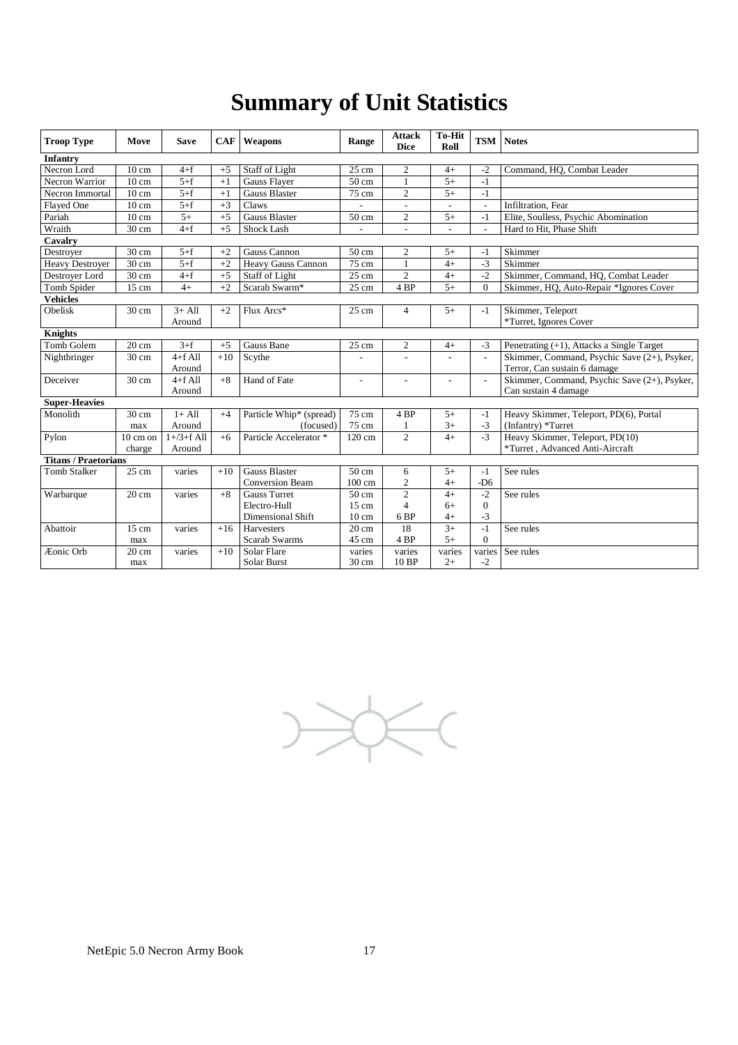# Summary of Unit Statistics

| Troop Type | Move | Save | CAF | Weapons | Range | Attack Dice | To-Hit Roll | TSM | Notes |
|---|---|---|---|---|---|---|---|---|---|
| **Infantry** | | | | | | | | | |
| Necron Lord | 10 cm | 4+f | +5 | Staff of Light | 25 cm | 2 | 4+ | -2 | Command, HQ, Combat Leader |
| Necron Warrior | 10 cm | 5+f | +1 | Gauss Flayer | 50 cm | 1 | 5+ | -1 | |
| Necron Immortal | 10 cm | 5+f | +1 | Gauss Blaster | 75 cm | 2 | 5+ | -1 | |
| Flayed One | 10 cm | 5+f | +3 | Claws | - | - | - | - | Infiltration, Fear |
| Pariah | 10 cm | 5+ | +5 | Gauss Blaster | 50 cm | 2 | 5+ | -1 | Elite, Soulless, Psychic Abomination |
| Wraith | 30 cm | 4+f | +5 | Shock Lash | - | - | - | - | Hard to Hit, Phase Shift |
| **Cavalry** | | | | | | | | | |
| Destroyer | 30 cm | 5+f | +2 | Gauss Cannon | 50 cm | 2 | 5+ | -1 | Skimmer |
| Heavy Destroyer | 30 cm | 5+f | +2 | Heavy Gauss Cannon | 75 cm | 1 | 4+ | -3 | Skimmer |
| Destroyer Lord | 30 cm | 4+f | +5 | Staff of Light | 25 cm | 2 | 4+ | -2 | Skimmer, Command, HQ, Combat Leader |
| Tomb Spider | 15 cm | 4+ | +2 | Scarab Swarm* | 25 cm | 4 BP | 5+ | 0 | Skimmer, HQ, Auto-Repair *Ignores Cover |
| **Vehicles** | | | | | | | | | |
| Obelisk | 30 cm | 3+ All Around | +2 | Flux Arcs* | 25 cm | 4 | 5+ | -1 | Skimmer, Teleport *Turret, Ignores Cover |
| **Knights** | | | | | | | | | |
| Tomb Golem | 20 cm | 3+f | +5 | Gauss Bane | 25 cm | 2 | 4+ | -3 | Penetrating (+1), Attacks a Single Target |
| Nightbringer | 30 cm | 4+f All Around | +10 | Scythe | - | - | - | - | Skimmer, Command, Psychic Save (2+), Psyker, Terror, Can sustain 6 damage |
| Deceiver | 30 cm | 4+f All Around | +8 | Hand of Fate | - | - | - | - | Skimmer, Command, Psychic Save (2+), Psyker, Can sustain 4 damage |
| **Super-Heavies** | | | | | | | | | |
| Monolith | 30 cm max | 1+ All Around | +4 | Particle Whip* (spread) (focused) | 75 cm 75 cm | 4 BP 1 | 5+ 3+ | -1 -3 | Heavy Skimmer, Teleport, PD(6), Portal (Infantry) *Turret |
| Pylon | 10 cm on charge | 1+/3+f All Around | +6 | Particle Accelerator * | 120 cm | 2 | 4+ | -3 | Heavy Skimmer, Teleport, PD(10) *Turret , Advanced Anti-Aircraft |
| **Titans / Praetorians** | | | | | | | | | |
| Tomb Stalker | 25 cm | varies | +10 | Gauss Blaster Conversion Beam | 50 cm 100 cm | 6 2 | 5+ 4+ | -1 -D6 | See rules |
| Warbarque | 20 cm | varies | +8 | Gauss Turret Electro-Hull Dimensional Shift | 50 cm 15 cm 10 cm | 2 4 6 BP | 4+ 6+ 4+ | -2 0 -3 | See rules |
| Abattoir | 15 cm max | varies | +16 | Harvesters Scarab Swarms | 20 cm 45 cm | 18 4 BP | 3+ 5+ | -1 0 | See rules |
| Æonic Orb | 20 cm max | varies | +10 | Solar Flare Solar Burst | varies 30 cm | varies 10 BP | varies 2+ | varies -2 | See rules |